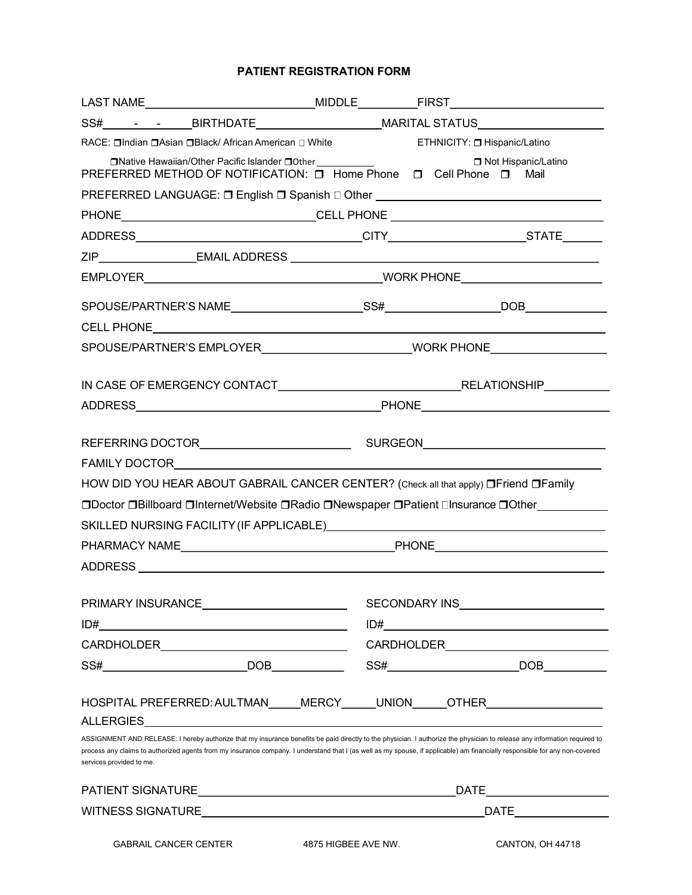# PATIENT REGISTRATION FORM

LAST NAME___________________________MIDDLE_________FIRST_______________________

SS#_____-___-_____BIRTHDATE____________________MARITAL STATUS___________________

RACE: ❒Indian ❒Asian ❒Black/ African American ☐ White ❒Native Hawaiian/Other Pacific Islander ❒Other __________

ETHNICITY: ❒ Hispanic/Latino ❒ Not Hispanic/Latino

PREFERRED METHOD OF NOTIFICATION: ❒ Home Phone ❒ Cell Phone ❒ Mail

PREFERRED LANGUAGE: ❒ English ❒ Spanish ☐ Other ___________________________________

PHONE_______________________________CELL PHONE __________________________________

ADDRESS____________________________________CITY_____________________STATE______

ZIP_______________EMAIL ADDRESS _______________________________________________

EMPLOYER______________________________________WORK PHONE______________________

SPOUSE/PARTNER'S NAME_____________________SS#__________________DOB_____________

CELL PHONE______________________________________________________________________

SPOUSE/PARTNER'S EMPLOYER_______________________WORK PHONE__________________

IN CASE OF EMERGENCY CONTACT____________________________RELATIONSHIP__________

ADDRESS_______________________________________PHONE_____________________________

REFERRING DOCTOR________________________ SURGEON_____________________________

FAMILY DOCTOR___________________________________________________________________

HOW DID YOU HEAR ABOUT GABRAIL CANCER CENTER? (Check all that apply) ❒Friend ❒Family ❒Doctor ❒Billboard ❒Internet/Website ❒Radio ❒Newspaper ❒Patient ☐Insurance ❒Other___________

SKILLED NURSING FACILITY (IF APPLICABLE)_______________________________________________

PHARMACY NAME___________________________________PHONE___________________________

ADDRESS _________________________________________________________________________

PRIMARY INSURANCE_______________________ SECONDARY INS_______________________

ID#_____________________________________ ID#_________________________________________

CARDHOLDER_______________________________ CARDHOLDER_____________________________

SS#_______________________DOB____________ SS#_____________________DOB__________

HOSPITAL PREFERRED: AULTMAN_____MERCY_____UNION_____OTHER__________________

ALLERGIES________________________________________________________________________

ASSIGNMENT AND RELEASE: I hereby authorize that my insurance benefits be paid directly to the physician. I authorize the physician to release any information required to process any claims to authorized agents from my insurance company. I understand that I (as well as my spouse, if applicable) am financially responsible for any non-covered services provided to me.

PATIENT SIGNATURE________________________________________DATE___________________

WITNESS SIGNATURE______________________________________________DATE________________

GABRAIL CANCER CENTER 4875 HIGBEE AVE NW. CANTON, OH 44718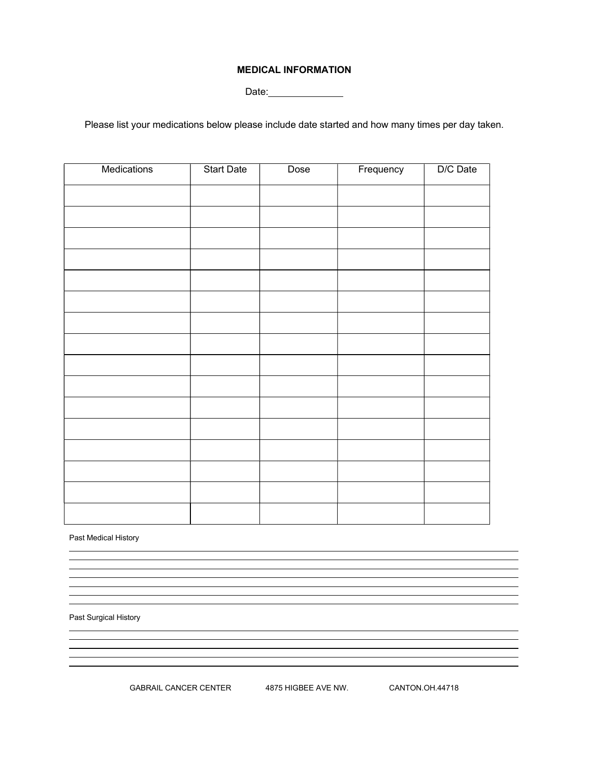# MEDICAL INFORMATION

Date:______________

Please list your medications below please include date started and how many times per day taken.

| Medications | Start Date | Dose | Frequency | D/C Date |
|---|---|---|---|---|
| | | | | |
| | | | | |
| | | | | |
| | | | | |
| | | | | |
| | | | | |
| | | | | |
| | | | | |
| | | | | |
| | | | | |
| | | | | |
| | | | | |
| | | | | |
| | | | | |
| | | | | |
| | | | | |

Past Medical History

_______________________________________________________________________________
_______________________________________________________________________________
_______________________________________________________________________________
_______________________________________________________________________________
_______________________________________________________________________________
_______________________________________________________________________________
_______________________________________________________________________________

Past Surgical History

_______________________________________________________________________________
_______________________________________________________________________________
_______________________________________________________________________________
_______________________________________________________________________________
_______________________________________________________________________________

GABRAIL CANCER CENTER 4875 HIGBEE AVE NW. CANTON.OH.44718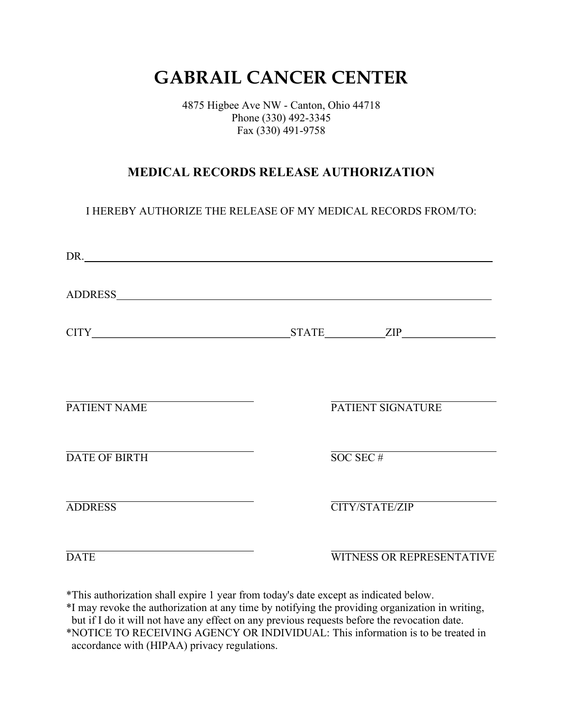# GABRAIL CANCER CENTER

4875 Higbee Ave NW - Canton, Ohio 44718
Phone (330) 492-3345
Fax (330) 491-9758

## MEDICAL RECORDS RELEASE AUTHORIZATION

I HEREBY AUTHORIZE THE RELEASE OF MY MEDICAL RECORDS FROM/TO:

DR.\_\_\_\_\_\_\_\_\_\_\_\_\_\_\_\_\_\_\_\_\_\_\_\_\_\_\_\_\_\_\_\_\_\_\_\_\_\_\_\_\_\_\_\_\_\_\_\_\_\_\_\_\_\_\_\_\_\_\_\_

ADDRESS\_\_\_\_\_\_\_\_\_\_\_\_\_\_\_\_\_\_\_\_\_\_\_\_\_\_\_\_\_\_\_\_\_\_\_\_\_\_\_\_\_\_\_\_\_\_\_\_\_\_\_\_\_\_\_

CITY\_\_\_\_\_\_\_\_\_\_\_\_\_\_\_\_\_\_\_\_\_\_\_\_\_\_\_\_STATE\_\_\_\_\_\_\_\_ZIP\_\_\_\_\_\_\_\_\_\_\_\_\_

\_\_\_\_\_\_\_\_\_\_\_\_\_\_\_\_\_\_\_\_\_\_\_\_\_\_\_\_
PATIENT NAME

\_\_\_\_\_\_\_\_\_\_\_\_\_\_\_\_\_\_\_\_\_\_\_\_\_\_\_\_
PATIENT SIGNATURE

\_\_\_\_\_\_\_\_\_\_\_\_\_\_\_\_\_\_\_\_\_\_\_\_\_\_\_\_
DATE OF BIRTH

\_\_\_\_\_\_\_\_\_\_\_\_\_\_\_\_\_\_\_\_\_\_\_\_\_\_\_\_
SOC SEC #

\_\_\_\_\_\_\_\_\_\_\_\_\_\_\_\_\_\_\_\_\_\_\_\_\_\_\_\_
ADDRESS

\_\_\_\_\_\_\_\_\_\_\_\_\_\_\_\_\_\_\_\_\_\_\_\_\_\_\_\_
CITY/STATE/ZIP

\_\_\_\_\_\_\_\_\_\_\_\_\_\_\_\_\_\_\_\_\_\_\_\_\_\_\_\_
DATE

\_\_\_\_\_\_\_\_\_\_\_\_\_\_\_\_\_\_\_\_\_\_\_\_\_\_\_\_
WITNESS OR REPRESENTATIVE

*This authorization shall expire 1 year from today's date except as indicated below.
*I may revoke the authorization at any time by notifying the providing organization in writing, but if I do it will not have any effect on any previous requests before the revocation date.
*NOTICE TO RECEIVING AGENCY OR INDIVIDUAL: This information is to be treated in accordance with (HIPAA) privacy regulations.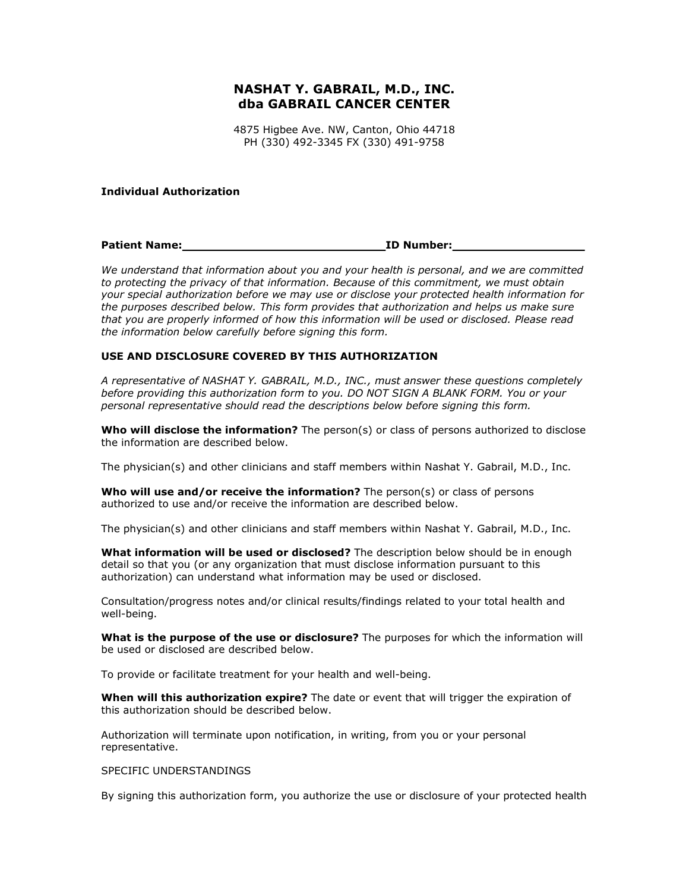## NASHAT Y. GABRAIL, M.D., INC.
## dba GABRAIL CANCER CENTER

4875 Higbee Ave. NW, Canton, Ohio 44718
PH (330) 492-3345 FX (330) 491-9758

**Individual Authorization**

**Patient Name:**\_\_\_\_\_\_\_\_\_\_\_\_\_\_\_\_\_\_\_\_\_\_\_\_\_\_\_\_\_\_**ID Number:**\_\_\_\_\_\_\_\_\_\_\_\_\_\_\_\_\_\_\_\_

*We understand that information about you and your health is personal, and we are committed to protecting the privacy of that information. Because of this commitment, we must obtain your special authorization before we may use or disclose your protected health information for the purposes described below. This form provides that authorization and helps us make sure that you are properly informed of how this information will be used or disclosed. Please read the information below carefully before signing this form.*

**USE AND DISCLOSURE COVERED BY THIS AUTHORIZATION**

*A representative of NASHAT Y. GABRAIL, M.D., INC., must answer these questions completely before providing this authorization form to you. DO NOT SIGN A BLANK FORM. You or your personal representative should read the descriptions below before signing this form.*

**Who will disclose the information?** The person(s) or class of persons authorized to disclose the information are described below.

The physician(s) and other clinicians and staff members within Nashat Y. Gabrail, M.D., Inc.

**Who will use and/or receive the information?** The person(s) or class of persons authorized to use and/or receive the information are described below.

The physician(s) and other clinicians and staff members within Nashat Y. Gabrail, M.D., Inc.

**What information will be used or disclosed?** The description below should be in enough detail so that you (or any organization that must disclose information pursuant to this authorization) can understand what information may be used or disclosed.

Consultation/progress notes and/or clinical results/findings related to your total health and well-being.

**What is the purpose of the use or disclosure?** The purposes for which the information will be used or disclosed are described below.

To provide or facilitate treatment for your health and well-being.

**When will this authorization expire?** The date or event that will trigger the expiration of this authorization should be described below.

Authorization will terminate upon notification, in writing, from you or your personal representative.

SPECIFIC UNDERSTANDINGS

By signing this authorization form, you authorize the use or disclosure of your protected health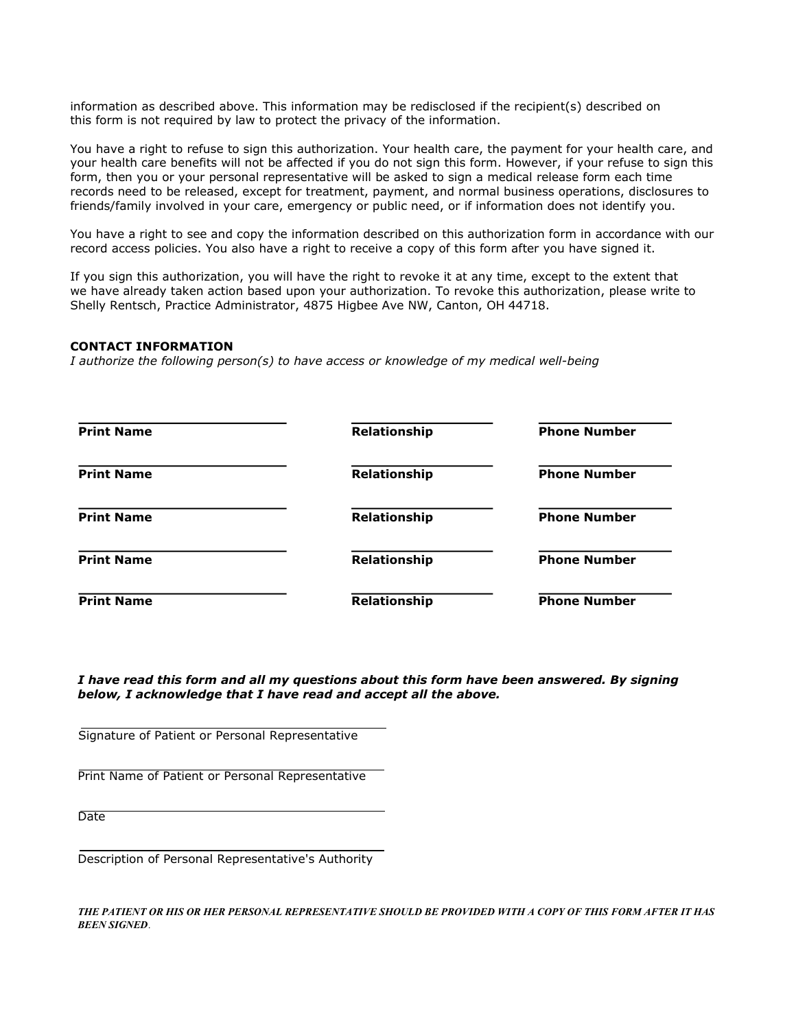information as described above. This information may be redisclosed if the recipient(s) described on this form is not required by law to protect the privacy of the information.

You have a right to refuse to sign this authorization. Your health care, the payment for your health care, and your health care benefits will not be affected if you do not sign this form. However, if your refuse to sign this form, then you or your personal representative will be asked to sign a medical release form each time records need to be released, except for treatment, payment, and normal business operations, disclosures to friends/family involved in your care, emergency or public need, or if information does not identify you.

You have a right to see and copy the information described on this authorization form in accordance with our record access policies. You also have a right to receive a copy of this form after you have signed it.

If you sign this authorization, you will have the right to revoke it at any time, except to the extent that we have already taken action based upon your authorization. To revoke this authorization, please write to Shelly Rentsch, Practice Administrator, 4875 Higbee Ave NW, Canton, OH 44718.

**CONTACT INFORMATION**

*I authorize the following person(s) to have access or knowledge of my medical well-being*

| | | |
|---|---|---|
| ________________________ | ________________ | ______________ |
| **Print Name** | **Relationship** | **Phone Number** |
| ________________________ | ________________ | ______________ |
| **Print Name** | **Relationship** | **Phone Number** |
| ________________________ | ________________ | ______________ |
| **Print Name** | **Relationship** | **Phone Number** |
| ________________________ | ________________ | ______________ |
| **Print Name** | **Relationship** | **Phone Number** |
| ________________________ | ________________ | ______________ |
| **Print Name** | **Relationship** | **Phone Number** |

***I have read this form and all my questions about this form have been answered. By signing below, I acknowledge that I have read and accept all the above.***

____________________________________
Signature of Patient or Personal Representative

____________________________________
Print Name of Patient or Personal Representative

____________________________________
Date

____________________________________
Description of Personal Representative's Authority

***THE PATIENT OR HIS OR HER PERSONAL REPRESENTATIVE SHOULD BE PROVIDED WITH A COPY OF THIS FORM AFTER IT HAS BEEN SIGNED.***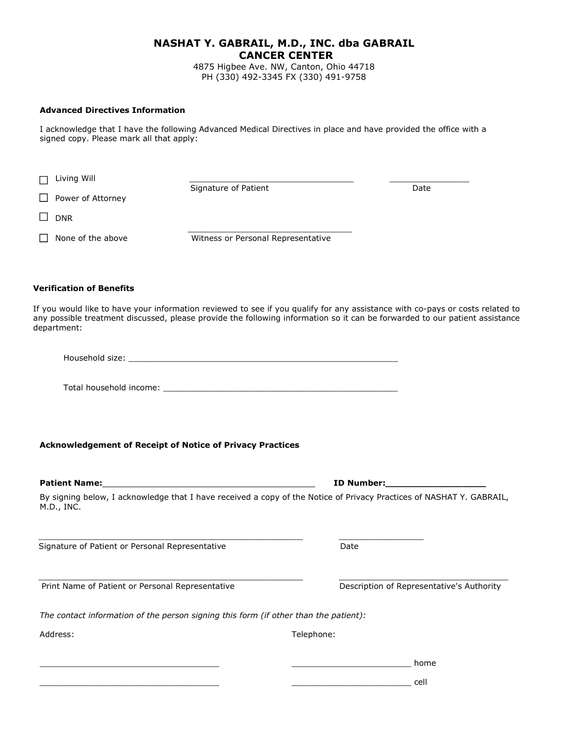# NASHAT Y. GABRAIL, M.D., INC. dba GABRAIL CANCER CENTER

4875 Higbee Ave. NW, Canton, Ohio 44718
PH (330) 492-3345 FX (330) 491-9758

**Advanced Directives Information**

I acknowledge that I have the following Advanced Medical Directives in place and have provided the office with a signed copy. Please mark all that apply:

- ☐ Living Will
- ☐ Power of Attorney
- ☐ DNR
- ☐ None of the above

__________________________________ Signature of Patient

________________ Date

__________________________________ Witness or Personal Representative

**Verification of Benefits**

If you would like to have your information reviewed to see if you qualify for any assistance with co-pays or costs related to any possible treatment discussed, please provide the following information so it can be forwarded to our patient assistance department:

Household size: ________________________________________________________

Total household income: ________________________________________________

**Acknowledgement of Receipt of Notice of Privacy Practices**

**Patient Name:**___________________________________________ **ID Number:**___________________

By signing below, I acknowledge that I have received a copy of the Notice of Privacy Practices of NASHAT Y. GABRAIL, M.D., INC.

_______________________________________________________ Signature of Patient or Personal Representative

_________________ Date

_______________________________________________________ Print Name of Patient or Personal Representative

___________________________________ Description of Representative's Authority

*The contact information of the person signing this form (if other than the patient):*

Address:

_____________________________________

_____________________________________

Telephone:

_________________________ home

_________________________ cell